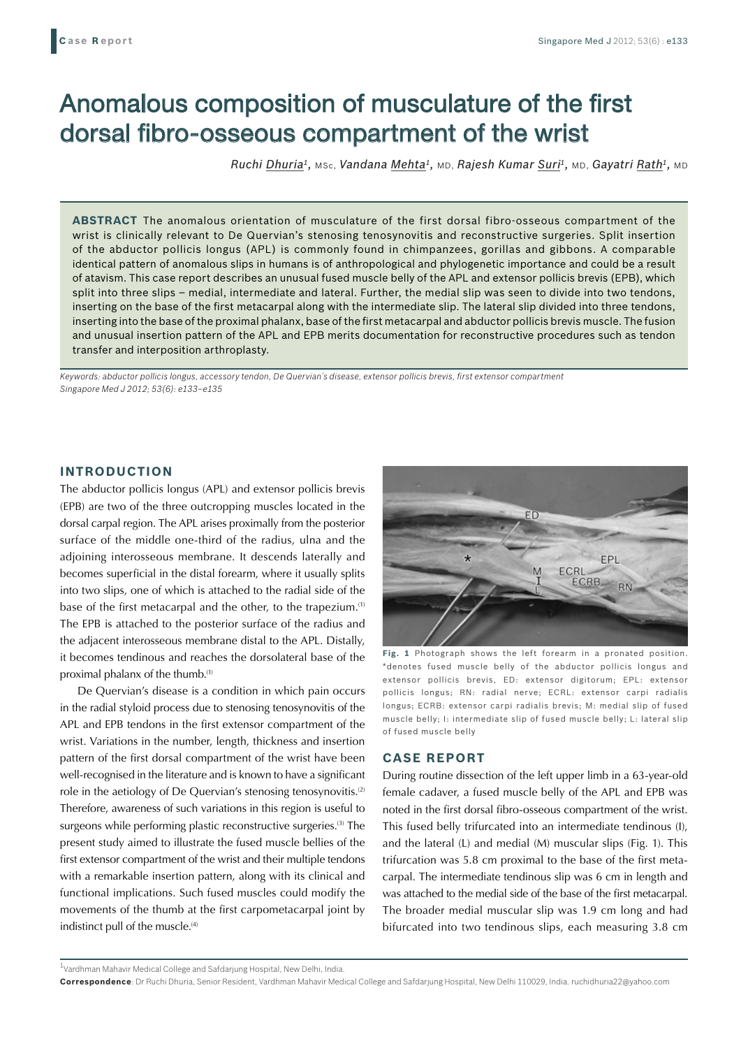# Anomalous composition of musculature of the first dorsal fibro-osseous compartment of the wrist

*Ruchi Dhuria*[1], MSc, *Vandana Mehta*[1], MD, *Rajesh Kumar Suri*[1], MD, *Gayatri Rath*[1], MD

**ABSTRACT** The anomalous orientation of musculature of the first dorsal fibro-osseous compartment of the wrist is clinically relevant to De Quervian's stenosing tenosynovitis and reconstructive surgeries. Split insertion of the abductor pollicis longus (APL) is commonly found in chimpanzees, gorillas and gibbons. A comparable identical pattern of anomalous slips in humans is of anthropological and phylogenetic importance and could be a result of atavism. This case report describes an unusual fused muscle belly of the APL and extensor pollicis brevis (EPB), which split into three slips – medial, intermediate and lateral. Further, the medial slip was seen to divide into two tendons, inserting on the base of the first metacarpal along with the intermediate slip. The lateral slip divided into three tendons, inserting into the base of the proximal phalanx, base of the first metacarpal and abductor pollicis brevis muscle. The fusion and unusual insertion pattern of the APL and EPB merits documentation for reconstructive procedures such as tendon transfer and interposition arthroplasty.

*Keywords: abductor pollicis longus, accessory tendon, De Quervian's disease, extensor pollicis brevis, first extensor compartment*
*Singapore Med J 2012; 53(6): e133–e135*

## INTRODUCTION

The abductor pollicis longus (APL) and extensor pollicis brevis (EPB) are two of the three outcropping muscles located in the dorsal carpal region. The APL arises proximally from the posterior surface of the middle one-third of the radius, ulna and the adjoining interosseous membrane. It descends laterally and becomes superficial in the distal forearm, where it usually splits into two slips, one of which is attached to the radial side of the base of the first metacarpal and the other, to the trapezium.[1] The EPB is attached to the posterior surface of the radius and the adjacent interosseous membrane distal to the APL. Distally, it becomes tendinous and reaches the dorsolateral base of the proximal phalanx of the thumb.[1]

De Quervian's disease is a condition in which pain occurs in the radial styloid process due to stenosing tenosynovitis of the APL and EPB tendons in the first extensor compartment of the wrist. Variations in the number, length, thickness and insertion pattern of the first dorsal compartment of the wrist have been well-recognised in the literature and is known to have a significant role in the aetiology of De Quervian's stenosing tenosynovitis.[2] Therefore, awareness of such variations in this region is useful to surgeons while performing plastic reconstructive surgeries.[3] The present study aimed to illustrate the fused muscle bellies of the first extensor compartment of the wrist and their multiple tendons with a remarkable insertion pattern, along with its clinical and functional implications. Such fused muscles could modify the movements of the thumb at the first carpometacarpal joint by indistinct pull of the muscle.[4]

**Fig. 1** Photograph shows the left forearm in a pronated position. *denotes fused muscle belly of the abductor pollicis longus and extensor pollicis brevis, ED: extensor digitorum; EPL: extensor pollicis longus; RN: radial nerve; ECRL: extensor carpi radialis longus; ECRB: extensor carpi radialis brevis; M: medial slip of fused muscle belly; I: intermediate slip of fused muscle belly; L: lateral slip of fused muscle belly

## CASE REPORT

During routine dissection of the left upper limb in a 63-year-old female cadaver, a fused muscle belly of the APL and EPB was noted in the first dorsal fibro-osseous compartment of the wrist. This fused belly trifurcated into an intermediate tendinous (I), and the lateral (L) and medial (M) muscular slips (Fig. 1). This trifurcation was 5.8 cm proximal to the base of the first metacarpal. The intermediate tendinous slip was 6 cm in length and was attached to the medial side of the base of the first metacarpal. The broader medial muscular slip was 1.9 cm long and had bifurcated into two tendinous slips, each measuring 3.8 cm

[1]Vardhman Mahavir Medical College and Safdarjung Hospital, New Delhi, India.

**Correspondence**: Dr Ruchi Dhuria, Senior Resident, Vardhman Mahavir Medical College and Safdarjung Hospital, New Delhi 110029, India. ruchidhuria22@yahoo.com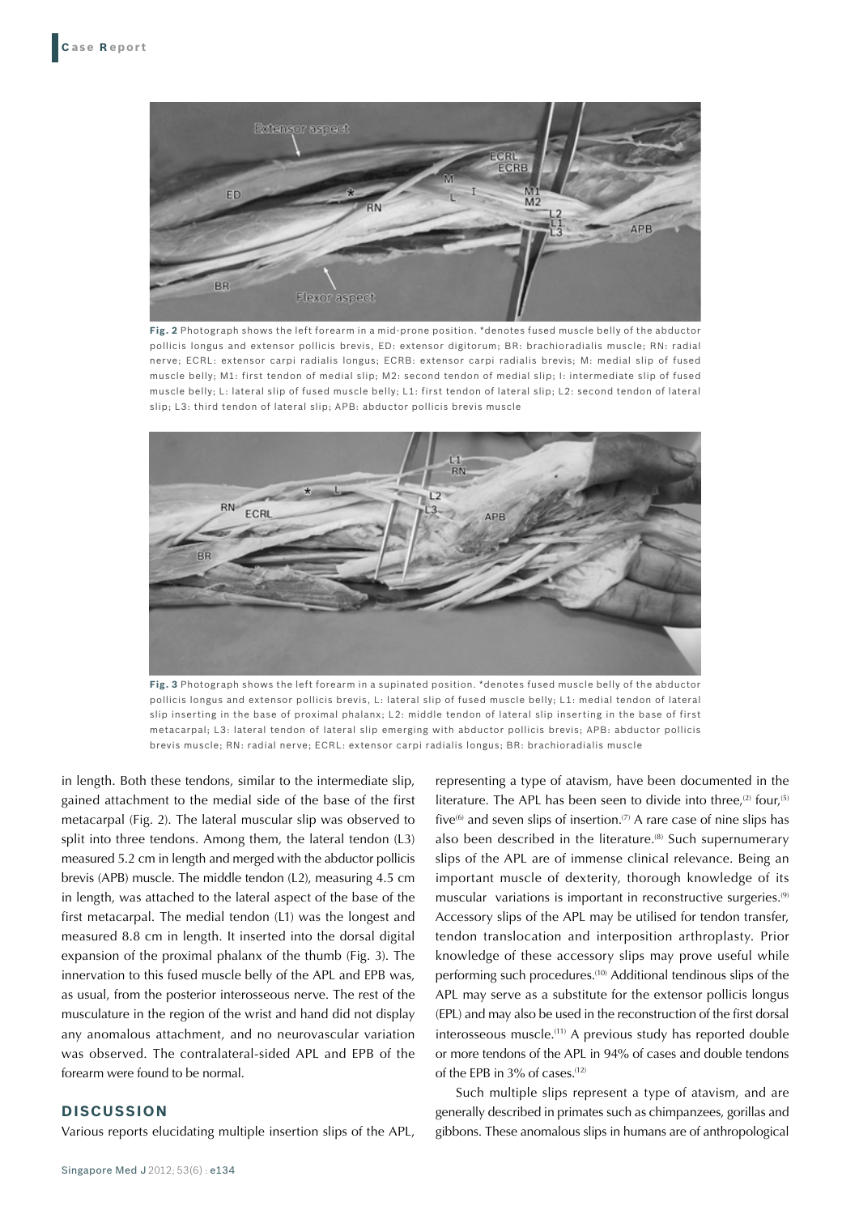Fig. 2 Photograph shows the left forearm in a mid-prone position. *denotes fused muscle belly of the abductor pollicis longus and extensor pollicis brevis, ED: extensor digitorum; BR: brachioradialis muscle; RN: radial nerve; ECRL: extensor carpi radialis longus; ECRB: extensor carpi radialis brevis; M: medial slip of fused muscle belly; M1: first tendon of medial slip; M2: second tendon of medial slip; I: intermediate slip of fused muscle belly; L: lateral slip of fused muscle belly; L1: first tendon of lateral slip; L2: second tendon of lateral slip; L3: third tendon of lateral slip; APB: abductor pollicis brevis muscle

Fig. 3 Photograph shows the left forearm in a supinated position. *denotes fused muscle belly of the abductor pollicis longus and extensor pollicis brevis, L: lateral slip of fused muscle belly; L1: medial tendon of lateral slip inserting in the base of proximal phalanx; L2: middle tendon of lateral slip inserting in the base of first metacarpal; L3: lateral tendon of lateral slip emerging with abductor pollicis brevis; APB: abductor pollicis brevis muscle; RN: radial nerve; ECRL: extensor carpi radialis longus; BR: brachioradialis muscle

in length. Both these tendons, similar to the intermediate slip, gained attachment to the medial side of the base of the first metacarpal (Fig. 2). The lateral muscular slip was observed to split into three tendons. Among them, the lateral tendon (L3) measured 5.2 cm in length and merged with the abductor pollicis brevis (APB) muscle. The middle tendon (L2), measuring 4.5 cm in length, was attached to the lateral aspect of the base of the first metacarpal. The medial tendon (L1) was the longest and measured 8.8 cm in length. It inserted into the dorsal digital expansion of the proximal phalanx of the thumb (Fig. 3). The innervation to this fused muscle belly of the APL and EPB was, as usual, from the posterior interosseous nerve. The rest of the musculature in the region of the wrist and hand did not display any anomalous attachment, and no neurovascular variation was observed. The contralateral-sided APL and EPB of the forearm were found to be normal.

## DISCUSSION

Various reports elucidating multiple insertion slips of the APL, representing a type of atavism, have been documented in the literature. The APL has been seen to divide into three,[2] four,[5] five[6] and seven slips of insertion.[7] A rare case of nine slips has also been described in the literature.[8] Such supernumerary slips of the APL are of immense clinical relevance. Being an important muscle of dexterity, thorough knowledge of its muscular variations is important in reconstructive surgeries.[9] Accessory slips of the APL may be utilised for tendon transfer, tendon translocation and interposition arthroplasty. Prior knowledge of these accessory slips may prove useful while performing such procedures.[10] Additional tendinous slips of the APL may serve as a substitute for the extensor pollicis longus (EPL) and may also be used in the reconstruction of the first dorsal interosseous muscle.[11] A previous study has reported double or more tendons of the APL in 94% of cases and double tendons of the EPB in 3% of cases.[12]

Such multiple slips represent a type of atavism, and are generally described in primates such as chimpanzees, gorillas and gibbons. These anomalous slips in humans are of anthropological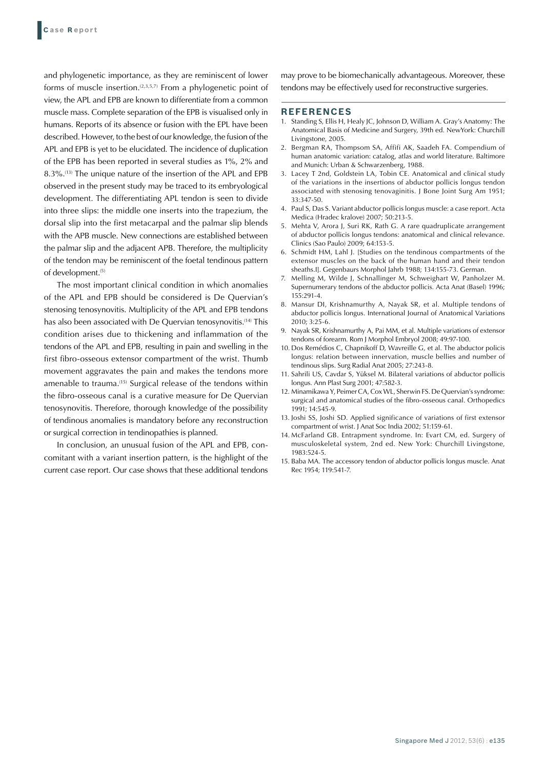and phylogenetic importance, as they are reminiscent of lower forms of muscle insertion.[2,3,5,7] From a phylogenetic point of view, the APL and EPB are known to differentiate from a common muscle mass. Complete separation of the EPB is visualised only in humans. Reports of its absence or fusion with the EPL have been described. However, to the best of our knowledge, the fusion of the APL and EPB is yet to be elucidated. The incidence of duplication of the EPB has been reported in several studies as 1%, 2% and 8.3%.[13] The unique nature of the insertion of the APL and EPB observed in the present study may be traced to its embryological development. The differentiating APL tendon is seen to divide into three slips: the middle one inserts into the trapezium, the dorsal slip into the first metacarpal and the palmar slip blends with the APB muscle. New connections are established between the palmar slip and the adjacent APB. Therefore, the multiplicity of the tendon may be reminiscent of the foetal tendinous pattern of development.[5]

The most important clinical condition in which anomalies of the APL and EPB should be considered is De Quervian's stenosing tenosynovitis. Multiplicity of the APL and EPB tendons has also been associated with De Quervian tenosynovitis.[14] This condition arises due to thickening and inflammation of the tendons of the APL and EPB, resulting in pain and swelling in the first fibro-osseous extensor compartment of the wrist. Thumb movement aggravates the pain and makes the tendons more amenable to trauma.[15] Surgical release of the tendons within the fibro-osseous canal is a curative measure for De Quervian tenosynovitis. Therefore, thorough knowledge of the possibility of tendinous anomalies is mandatory before any reconstruction or surgical correction in tendinopathies is planned.

In conclusion, an unusual fusion of the APL and EPB, concomitant with a variant insertion pattern, is the highlight of the current case report. Our case shows that these additional tendons may prove to be biomechanically advantageous. Moreover, these tendons may be effectively used for reconstructive surgeries.

## REFERENCES

1. Standing S, Ellis H, Healy JC, Johnson D, William A. Gray's Anatomy: The Anatomical Basis of Medicine and Surgery, 39th ed. NewYork: Churchill Livingstone, 2005.
2. Bergman RA, Thompsom SA, Affifi AK, Saadeh FA. Compendium of human anatomic variation: catalog, atlas and world literature. Baltimore and Munich: Urban & Schwarzenberg, 1988.
3. Lacey T 2nd, Goldstein LA, Tobin CE. Anatomical and clinical study of the variations in the insertions of abductor pollicis longus tendon associated with stenosing tenovaginitis. J Bone Joint Surg Am 1951; 33:347-50.
4. Paul S, Das S. Variant abductor pollicis longus muscle: a case report. Acta Medica (Hradec kralove) 2007; 50:213-5.
5. Mehta V, Arora J, Suri RK, Rath G. A rare quadruplicate arrangement of abductor pollicis longus tendons: anatomical and clinical relevance. Clinics (Sao Paulo) 2009; 64:153-5.
6. Schmidt HM, Lahl J. [Studies on the tendinous compartments of the extensor muscles on the back of the human hand and their tendon sheaths.I]. Gegenbaurs Morphol Jahrb 1988; 134:155-73. German.
7. Melling M, Wilde J, Schnallinger M, Schweighart W, Panholzer M. Supernumerary tendons of the abductor pollicis. Acta Anat (Basel) 1996; 155:291-4.
8. Mansur DI, Krishnamurthy A, Nayak SR, et al. Multiple tendons of abductor pollicis longus. International Journal of Anatomical Variations 2010; 3:25-6.
9. Nayak SR, Krishnamurthy A, Pai MM, et al. Multiple variations of extensor tendons of forearm. Rom J Morphol Embryol 2008; 49:97-100.
10. Dos Remédios C, Chapnikoff D, Wavreille G, et al. The abductor policis longus: relation between innervation, muscle bellies and number of tendinous slips. Surg Radial Anat 2005; 27:243-8.
11. Sahrili US, Cavdar S, Yüksel M. Bilateral variations of abductor pollicis longus. Ann Plast Surg 2001; 47:582-3.
12. Minamikawa Y, Peimer CA, Cox WL, Sherwin FS. De Quervian's syndrome: surgical and anatomical studies of the fibro-osseous canal. Orthopedics 1991; 14:545-9.
13. Joshi SS, Joshi SD. Applied significance of variations of first extensor compartment of wrist. J Anat Soc India 2002; 51:159-61.
14. McFarland GB. Entrapment syndrome. In: Evart CM, ed. Surgery of musculoskeletal system, 2nd ed. New York: Churchill Livingstone, 1983:524-5.
15. Baba MA. The accessory tendon of abductor pollicis longus muscle. Anat Rec 1954; 119:541-7.